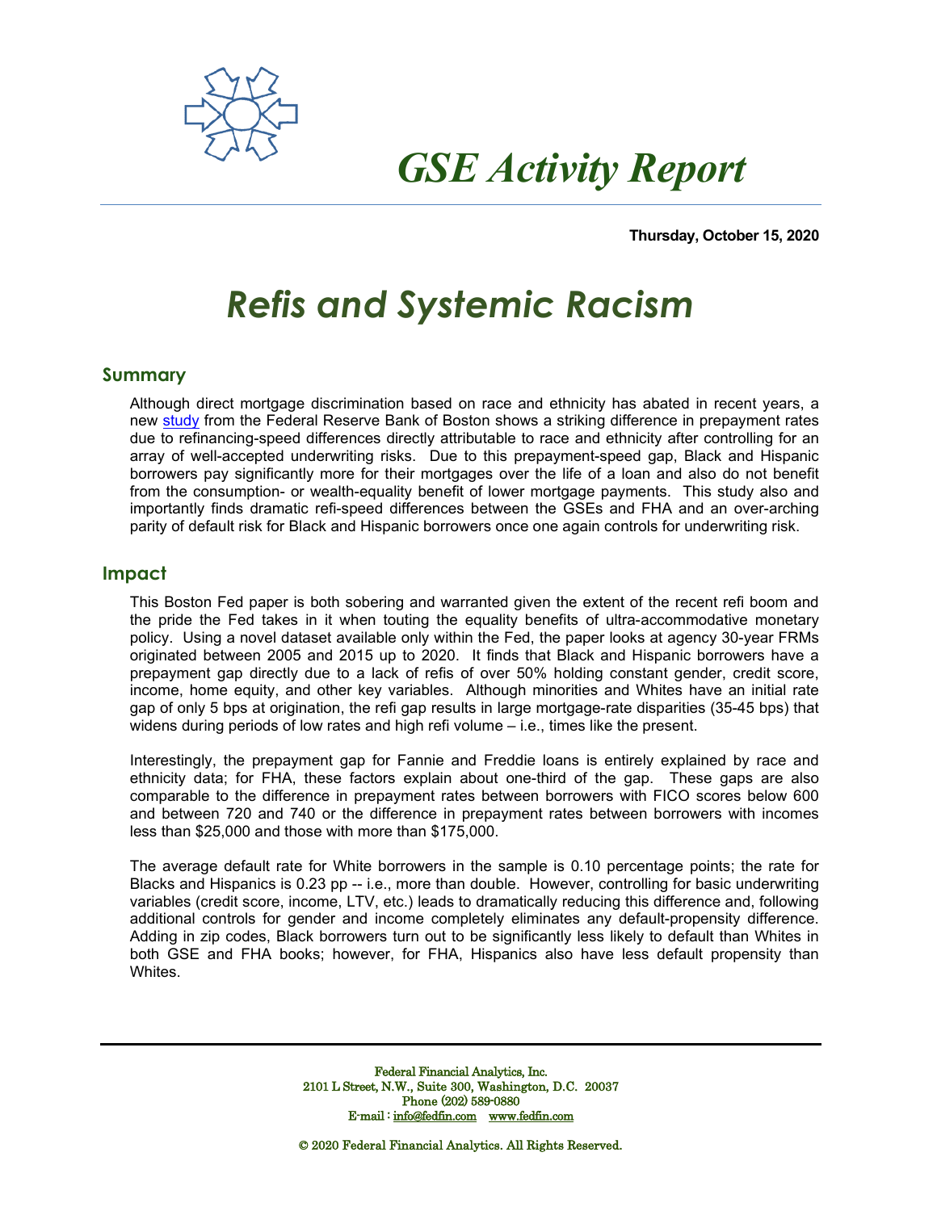# GSE Activity Report

**Thursday, October 15, 2020**

# *Refis and Systemic Racism*

## Summary

Although direct mortgage discrimination based on race and ethnicity has abated in recent years, a new study from the Federal Reserve Bank of Boston shows a striking difference in prepayment rates due to refinancing-speed differences directly attributable to race and ethnicity after controlling for an array of well-accepted underwriting risks. Due to this prepayment-speed gap, Black and Hispanic borrowers pay significantly more for their mortgages over the life of a loan and also do not benefit from the consumption- or wealth-equality benefit of lower mortgage payments. This study also and importantly finds dramatic refi-speed differences between the GSEs and FHA and an over-arching parity of default risk for Black and Hispanic borrowers once one again controls for underwriting risk.

## Impact

This Boston Fed paper is both sobering and warranted given the extent of the recent refi boom and the pride the Fed takes in it when touting the equality benefits of ultra-accommodative monetary policy. Using a novel dataset available only within the Fed, the paper looks at agency 30-year FRMs originated between 2005 and 2015 up to 2020. It finds that Black and Hispanic borrowers have a prepayment gap directly due to a lack of refis of over 50% holding constant gender, credit score, income, home equity, and other key variables. Although minorities and Whites have an initial rate gap of only 5 bps at origination, the refi gap results in large mortgage-rate disparities (35-45 bps) that widens during periods of low rates and high refi volume – i.e., times like the present.

Interestingly, the prepayment gap for Fannie and Freddie loans is entirely explained by race and ethnicity data; for FHA, these factors explain about one-third of the gap. These gaps are also comparable to the difference in prepayment rates between borrowers with FICO scores below 600 and between 720 and 740 or the difference in prepayment rates between borrowers with incomes less than $25,000 and those with more than $175,000.

The average default rate for White borrowers in the sample is 0.10 percentage points; the rate for Blacks and Hispanics is 0.23 pp -- i.e., more than double. However, controlling for basic underwriting variables (credit score, income, LTV, etc.) leads to dramatically reducing this difference and, following additional controls for gender and income completely eliminates any default-propensity difference. Adding in zip codes, Black borrowers turn out to be significantly less likely to default than Whites in both GSE and FHA books; however, for FHA, Hispanics also have less default propensity than Whites.

Federal Financial Analytics, Inc.
2101 L Street, N.W., Suite 300, Washington, D.C. 20037
Phone (202) 589-0880
E-mail : info@fedfin.com www.fedfin.com

© 2020 Federal Financial Analytics. All Rights Reserved.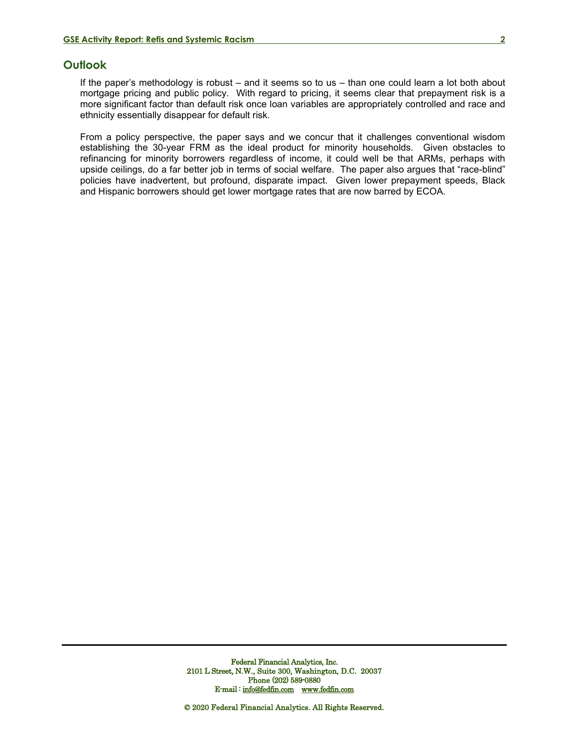## Outlook

If the paper's methodology is robust – and it seems so to us – than one could learn a lot both about mortgage pricing and public policy. With regard to pricing, it seems clear that prepayment risk is a more significant factor than default risk once loan variables are appropriately controlled and race and ethnicity essentially disappear for default risk.

From a policy perspective, the paper says and we concur that it challenges conventional wisdom establishing the 30-year FRM as the ideal product for minority households. Given obstacles to refinancing for minority borrowers regardless of income, it could well be that ARMs, perhaps with upside ceilings, do a far better job in terms of social welfare. The paper also argues that "race-blind" policies have inadvertent, but profound, disparate impact. Given lower prepayment speeds, Black and Hispanic borrowers should get lower mortgage rates that are now barred by ECOA.

Federal Financial Analytics, Inc.
2101 L Street, N.W., Suite 300, Washington, D.C. 20037
Phone (202) 589-0880
E-mail : info@fedfin.com www.fedfin.com

© 2020 Federal Financial Analytics. All Rights Reserved.